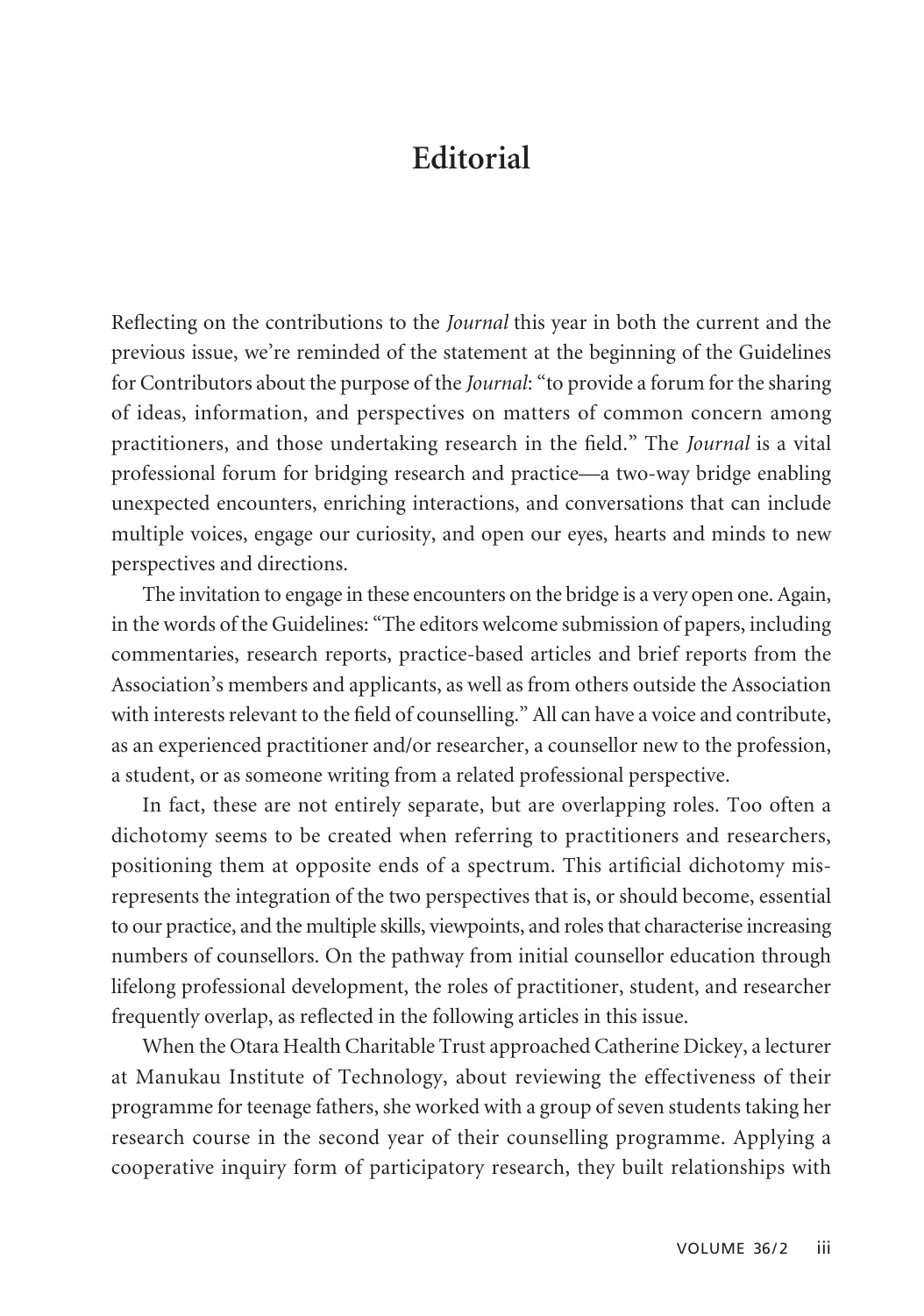# Editorial

Reflecting on the contributions to the *Journal* this year in both the current and the previous issue, we're reminded of the statement at the beginning of the Guidelines for Contributors about the purpose of the *Journal*: "to provide a forum for the sharing of ideas, information, and perspectives on matters of common concern among practitioners, and those undertaking research in the field." The *Journal* is a vital professional forum for bridging research and practice—a two-way bridge enabling unexpected encounters, enriching interactions, and conversations that can include multiple voices, engage our curiosity, and open our eyes, hearts and minds to new perspectives and directions.

The invitation to engage in these encounters on the bridge is a very open one. Again, in the words of the Guidelines: "The editors welcome submission of papers, including commentaries, research reports, practice-based articles and brief reports from the Association's members and applicants, as well as from others outside the Association with interests relevant to the field of counselling." All can have a voice and contribute, as an experienced practitioner and/or researcher, a counsellor new to the profession, a student, or as someone writing from a related professional perspective.

In fact, these are not entirely separate, but are overlapping roles. Too often a dichotomy seems to be created when referring to practitioners and researchers, positioning them at opposite ends of a spectrum. This artificial dichotomy misrepresents the integration of the two perspectives that is, or should become, essential to our practice, and the multiple skills, viewpoints, and roles that characterise increasing numbers of counsellors. On the pathway from initial counsellor education through lifelong professional development, the roles of practitioner, student, and researcher frequently overlap, as reflected in the following articles in this issue.

When the Otara Health Charitable Trust approached Catherine Dickey, a lecturer at Manukau Institute of Technology, about reviewing the effectiveness of their programme for teenage fathers, she worked with a group of seven students taking her research course in the second year of their counselling programme. Applying a cooperative inquiry form of participatory research, they built relationships with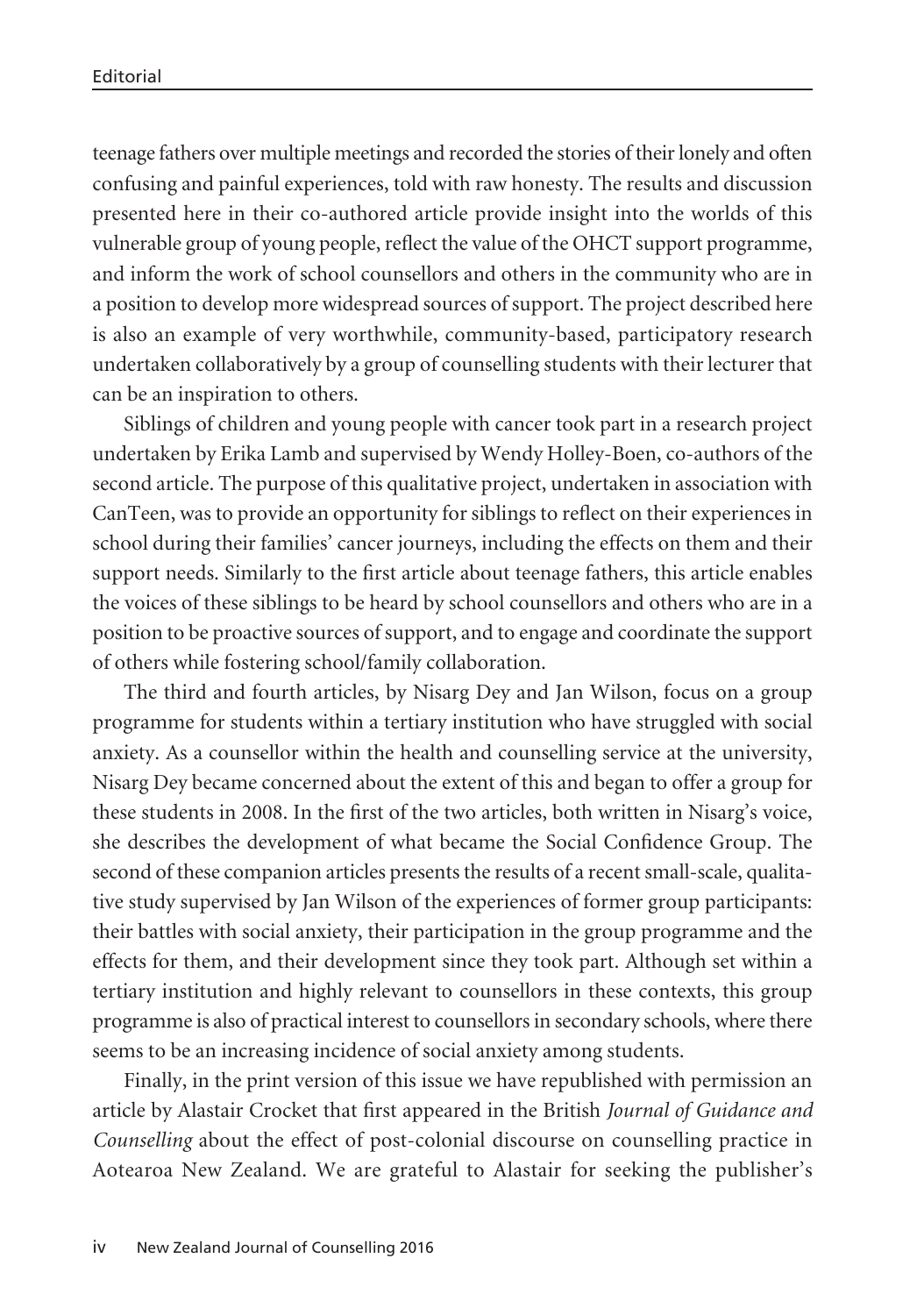teenage fathers over multiple meetings and recorded the stories of their lonely and often confusing and painful experiences, told with raw honesty. The results and discussion presented here in their co-authored article provide insight into the worlds of this vulnerable group of young people, reflect the value of the OHCT support programme, and inform the work of school counsellors and others in the community who are in a position to develop more widespread sources of support. The project described here is also an example of very worthwhile, community-based, participatory research undertaken collaboratively by a group of counselling students with their lecturer that can be an inspiration to others.

Siblings of children and young people with cancer took part in a research project undertaken by Erika Lamb and supervised by Wendy Holley-Boen, co-authors of the second article. The purpose of this qualitative project, undertaken in association with CanTeen, was to provide an opportunity for siblings to reflect on their experiences in school during their families' cancer journeys, including the effects on them and their support needs. Similarly to the first article about teenage fathers, this article enables the voices of these siblings to be heard by school counsellors and others who are in a position to be proactive sources of support, and to engage and coordinate the support of others while fostering school/family collaboration.

The third and fourth articles, by Nisarg Dey and Jan Wilson, focus on a group programme for students within a tertiary institution who have struggled with social anxiety. As a counsellor within the health and counselling service at the university, Nisarg Dey became concerned about the extent of this and began to offer a group for these students in 2008. In the first of the two articles, both written in Nisarg's voice, she describes the development of what became the Social Confidence Group. The second of these companion articles presents the results of a recent small-scale, qualitative study supervised by Jan Wilson of the experiences of former group participants: their battles with social anxiety, their participation in the group programme and the effects for them, and their development since they took part. Although set within a tertiary institution and highly relevant to counsellors in these contexts, this group programme is also of practical interest to counsellors in secondary schools, where there seems to be an increasing incidence of social anxiety among students.

Finally, in the print version of this issue we have republished with permission an article by Alastair Crocket that first appeared in the British *Journal of Guidance and Counselling* about the effect of post-colonial discourse on counselling practice in Aotearoa New Zealand. We are grateful to Alastair for seeking the publisher's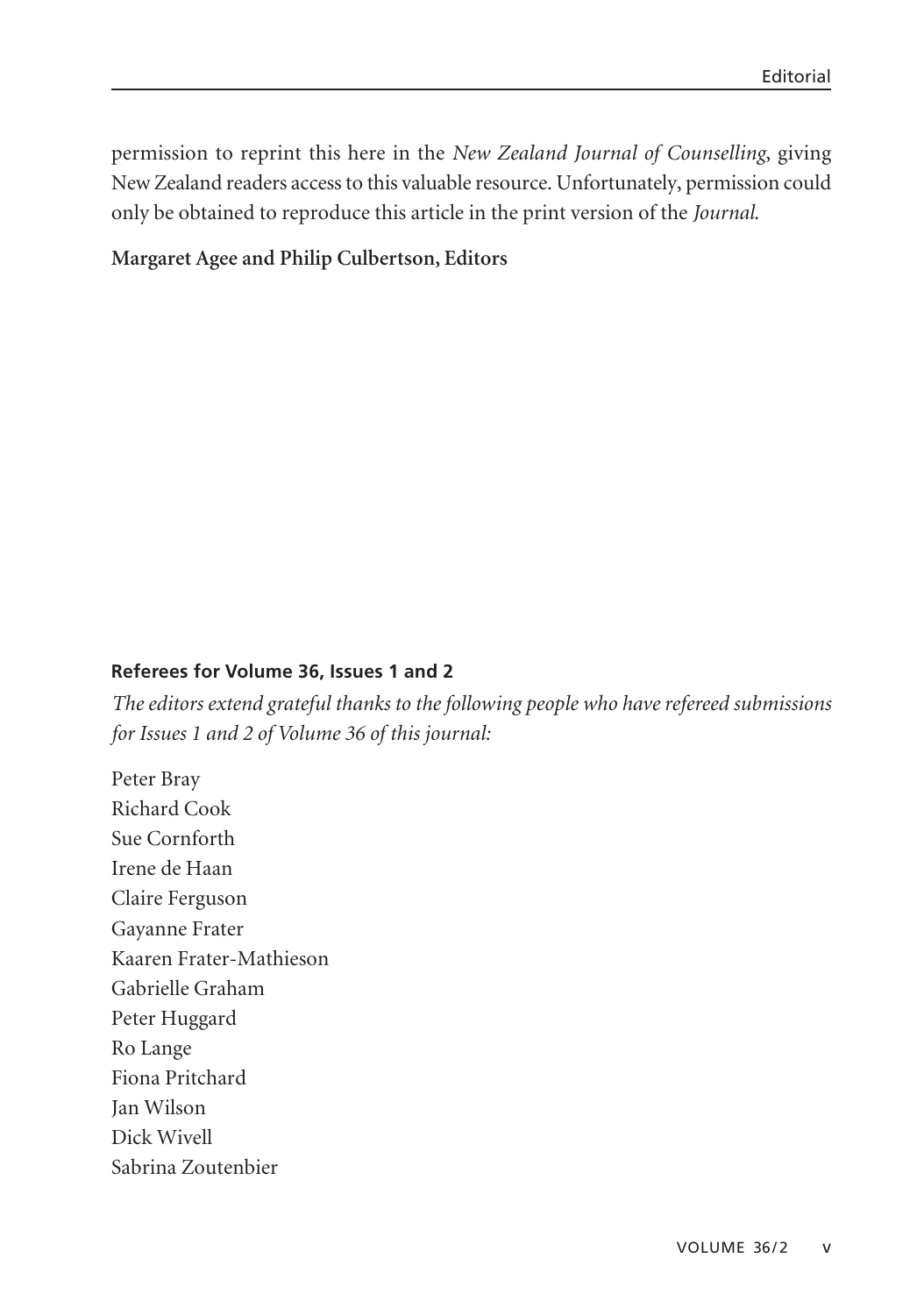permission to reprint this here in the *New Zealand Journal of Counselling*, giving New Zealand readers access to this valuable resource. Unfortunately, permission could only be obtained to reproduce this article in the print version of the *Journal*.

**Margaret Agee and Philip Culbertson, Editors**

### Referees for Volume 36, Issues 1 and 2

*The editors extend grateful thanks to the following people who have refereed submissions for Issues 1 and 2 of Volume 36 of this journal:*

Peter Bray
Richard Cook
Sue Cornforth
Irene de Haan
Claire Ferguson
Gayanne Frater
Kaaren Frater-Mathieson
Gabrielle Graham
Peter Huggard
Ro Lange
Fiona Pritchard
Jan Wilson
Dick Wivell
Sabrina Zoutenbier